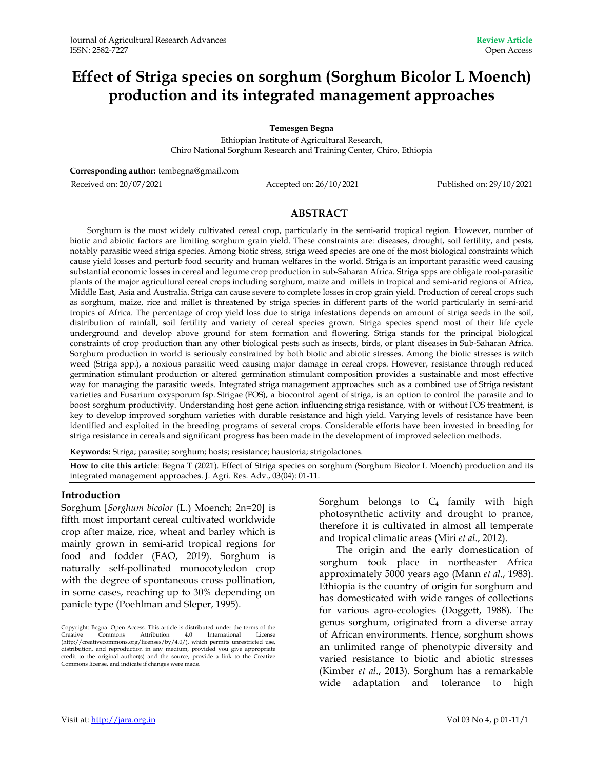Review Article

Open Access

# Effect of Striga species on sorghum (Sorghum Bicolor L Moench) production and its integrated management approaches

**Temesgen Begna**

Ethiopian Institute of Agricultural Research,
Chiro National Sorghum Research and Training Center, Chiro, Ethiopia

**Corresponding author:** tembegna@gmail.com

Received on: 20/07/2021 Accepted on: 26/10/2021 Published on: 29/10/2021

## ABSTRACT

Sorghum is the most widely cultivated cereal crop, particularly in the semi-arid tropical region. However, number of biotic and abiotic factors are limiting sorghum grain yield. These constraints are: diseases, drought, soil fertility, and pests, notably parasitic weed striga species. Among biotic stress, striga weed species are one of the most biological constraints which cause yield losses and perturb food security and human welfares in the world. Striga is an important parasitic weed causing substantial economic losses in cereal and legume crop production in sub-Saharan Africa. Striga spps are obligate root-parasitic plants of the major agricultural cereal crops including sorghum, maize and millets in tropical and semi-arid regions of Africa, Middle East, Asia and Australia. Striga can cause severe to complete losses in crop grain yield. Production of cereal crops such as sorghum, maize, rice and millet is threatened by striga species in different parts of the world particularly in semi-arid tropics of Africa. The percentage of crop yield loss due to striga infestations depends on amount of striga seeds in the soil, distribution of rainfall, soil fertility and variety of cereal species grown. Striga species spend most of their life cycle underground and develop above ground for stem formation and flowering. Striga stands for the principal biological constraints of crop production than any other biological pests such as insects, birds, or plant diseases in Sub-Saharan Africa. Sorghum production in world is seriously constrained by both biotic and abiotic stresses. Among the biotic stresses is witch weed (Striga spp.), a noxious parasitic weed causing major damage in cereal crops. However, resistance through reduced germination stimulant production or altered germination stimulant composition provides a sustainable and most effective way for managing the parasitic weeds. Integrated striga management approaches such as a combined use of Striga resistant varieties and Fusarium oxysporum fsp. Strigae (FOS), a biocontrol agent of striga, is an option to control the parasite and to boost sorghum productivity. Understanding host gene action influencing striga resistance, with or without FOS treatment, is key to develop improved sorghum varieties with durable resistance and high yield. Varying levels of resistance have been identified and exploited in the breeding programs of several crops. Considerable efforts have been invested in breeding for striga resistance in cereals and significant progress has been made in the development of improved selection methods.

**Keywords:** Striga; parasite; sorghum; hosts; resistance; haustoria; strigolactones.

**How to cite this article**: Begna T (2021). Effect of Striga species on sorghum (Sorghum Bicolor L Moench) production and its integrated management approaches. J. Agri. Res. Adv., 03(04): 01-11.

## Introduction

Sorghum [*Sorghum bicolor* (L.) Moench; 2n=20] is fifth most important cereal cultivated worldwide crop after maize, rice, wheat and barley which is mainly grown in semi-arid tropical regions for food and fodder (FAO, 2019). Sorghum is naturally self-pollinated monocotyledon crop with the degree of spontaneous cross pollination, in some cases, reaching up to 30% depending on panicle type (Poehlman and Sleper, 1995).

Sorghum belongs to $C_4$ family with high photosynthetic activity and drought to prance, therefore it is cultivated in almost all temperate and tropical climatic areas (Miri *et al*., 2012).

The origin and the early domestication of sorghum took place in northeaster Africa approximately 5000 years ago (Mann *et al*., 1983). Ethiopia is the country of origin for sorghum and has domesticated with wide ranges of collections for various agro-ecologies (Doggett, 1988). The genus sorghum, originated from a diverse array of African environments. Hence, sorghum shows an unlimited range of phenotypic diversity and varied resistance to biotic and abiotic stresses (Kimber *et al*., 2013). Sorghum has a remarkable wide adaptation and tolerance to high

Copyright: Begna. Open Access. This article is distributed under the terms of the Creative Commons Attribution 4.0 International License (http://creativecommons.org/licenses/by/4.0/), which permits unrestricted use, distribution, and reproduction in any medium, provided you give appropriate credit to the original author(s) and the source, provide a link to the Creative Commons license, and indicate if changes were made.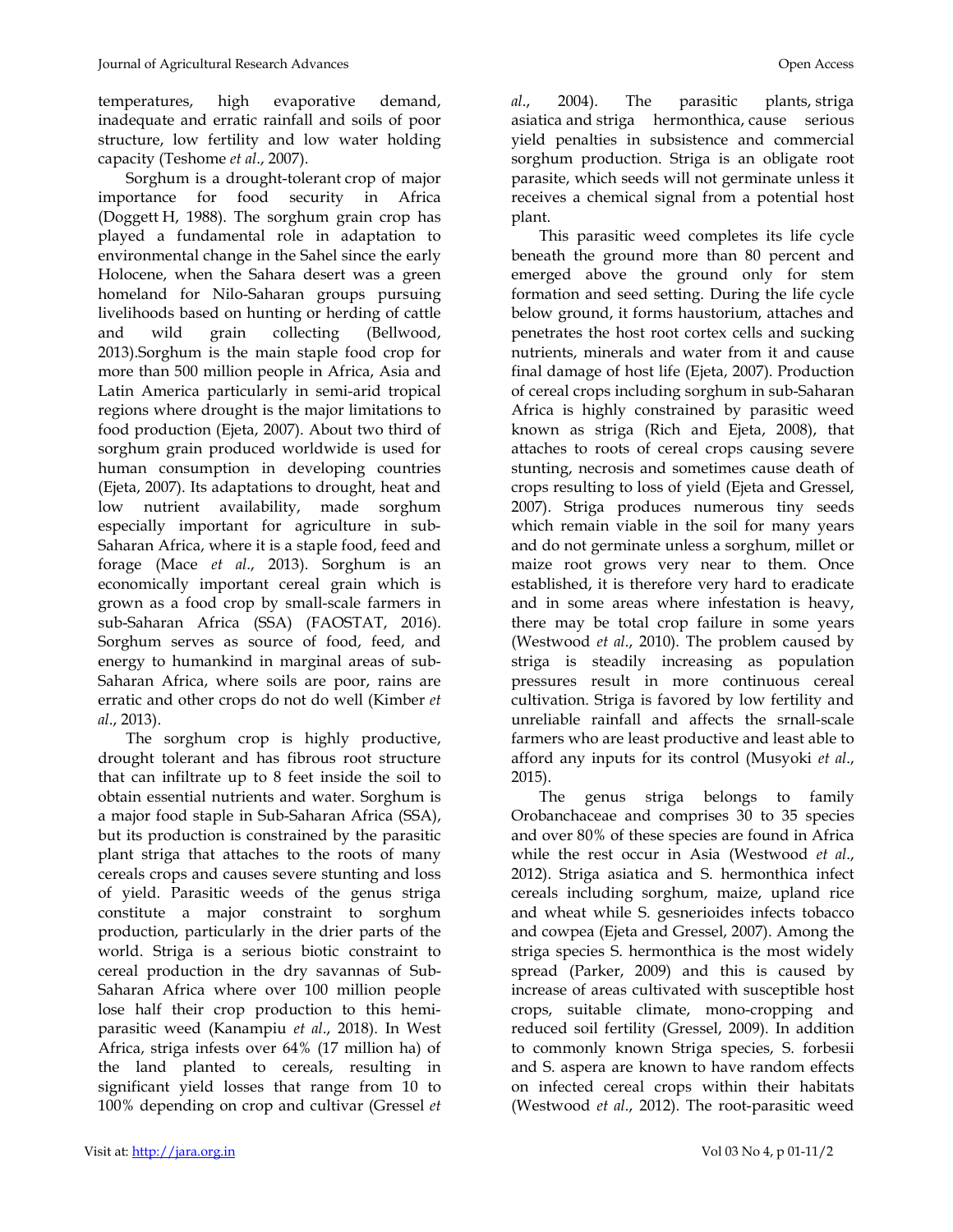temperatures, high evaporative demand, inadequate and erratic rainfall and soils of poor structure, low fertility and low water holding capacity (Teshome *et al*., 2007).

Sorghum is a drought-tolerant crop of major importance for food security in Africa (Doggett H, 1988). The sorghum grain crop has played a fundamental role in adaptation to environmental change in the Sahel since the early Holocene, when the Sahara desert was a green homeland for Nilo-Saharan groups pursuing livelihoods based on hunting or herding of cattle and wild grain collecting (Bellwood, 2013).Sorghum is the main staple food crop for more than 500 million people in Africa, Asia and Latin America particularly in semi-arid tropical regions where drought is the major limitations to food production (Ejeta, 2007). About two third of sorghum grain produced worldwide is used for human consumption in developing countries (Ejeta, 2007). Its adaptations to drought, heat and low nutrient availability, made sorghum especially important for agriculture in sub-Saharan Africa, where it is a staple food, feed and forage (Mace *et al*., 2013). Sorghum is an economically important cereal grain which is grown as a food crop by small-scale farmers in sub-Saharan Africa (SSA) (FAOSTAT, 2016). Sorghum serves as source of food, feed, and energy to humankind in marginal areas of sub-Saharan Africa, where soils are poor, rains are erratic and other crops do not do well (Kimber *et al*., 2013).

The sorghum crop is highly productive, drought tolerant and has fibrous root structure that can infiltrate up to 8 feet inside the soil to obtain essential nutrients and water. Sorghum is a major food staple in Sub-Saharan Africa (SSA), but its production is constrained by the parasitic plant striga that attaches to the roots of many cereals crops and causes severe stunting and loss of yield. Parasitic weeds of the genus striga constitute a major constraint to sorghum production, particularly in the drier parts of the world. Striga is a serious biotic constraint to cereal production in the dry savannas of Sub-Saharan Africa where over 100 million people lose half their crop production to this hemi-parasitic weed (Kanampiu *et al*., 2018). In West Africa, striga infests over 64% (17 million ha) of the land planted to cereals, resulting in significant yield losses that range from 10 to 100% depending on crop and cultivar (Gressel *et al*., 2004). The parasitic plants, striga asiatica and striga hermonthica, cause serious yield penalties in subsistence and commercial sorghum production. Striga is an obligate root parasite, which seeds will not germinate unless it receives a chemical signal from a potential host plant.

This parasitic weed completes its life cycle beneath the ground more than 80 percent and emerged above the ground only for stem formation and seed setting. During the life cycle below ground, it forms haustorium, attaches and penetrates the host root cortex cells and sucking nutrients, minerals and water from it and cause final damage of host life (Ejeta, 2007). Production of cereal crops including sorghum in sub-Saharan Africa is highly constrained by parasitic weed known as striga (Rich and Ejeta, 2008), that attaches to roots of cereal crops causing severe stunting, necrosis and sometimes cause death of crops resulting to loss of yield (Ejeta and Gressel, 2007). Striga produces numerous tiny seeds which remain viable in the soil for many years and do not germinate unless a sorghum, millet or maize root grows very near to them. Once established, it is therefore very hard to eradicate and in some areas where infestation is heavy, there may be total crop failure in some years (Westwood *et al*., 2010). The problem caused by striga is steadily increasing as population pressures result in more continuous cereal cultivation. Striga is favored by low fertility and unreliable rainfall and affects the srnall-scale farmers who are least productive and least able to afford any inputs for its control (Musyoki *et al*., 2015).

The genus striga belongs to family Orobanchaceae and comprises 30 to 35 species and over 80% of these species are found in Africa while the rest occur in Asia (Westwood *et al*., 2012). Striga asiatica and S. hermonthica infect cereals including sorghum, maize, upland rice and wheat while S. gesnerioides infects tobacco and cowpea (Ejeta and Gressel, 2007). Among the striga species S. hermonthica is the most widely spread (Parker, 2009) and this is caused by increase of areas cultivated with susceptible host crops, suitable climate, mono-cropping and reduced soil fertility (Gressel, 2009). In addition to commonly known Striga species, S. forbesii and S. aspera are known to have random effects on infected cereal crops within their habitats (Westwood *et al*., 2012). The root-parasitic weed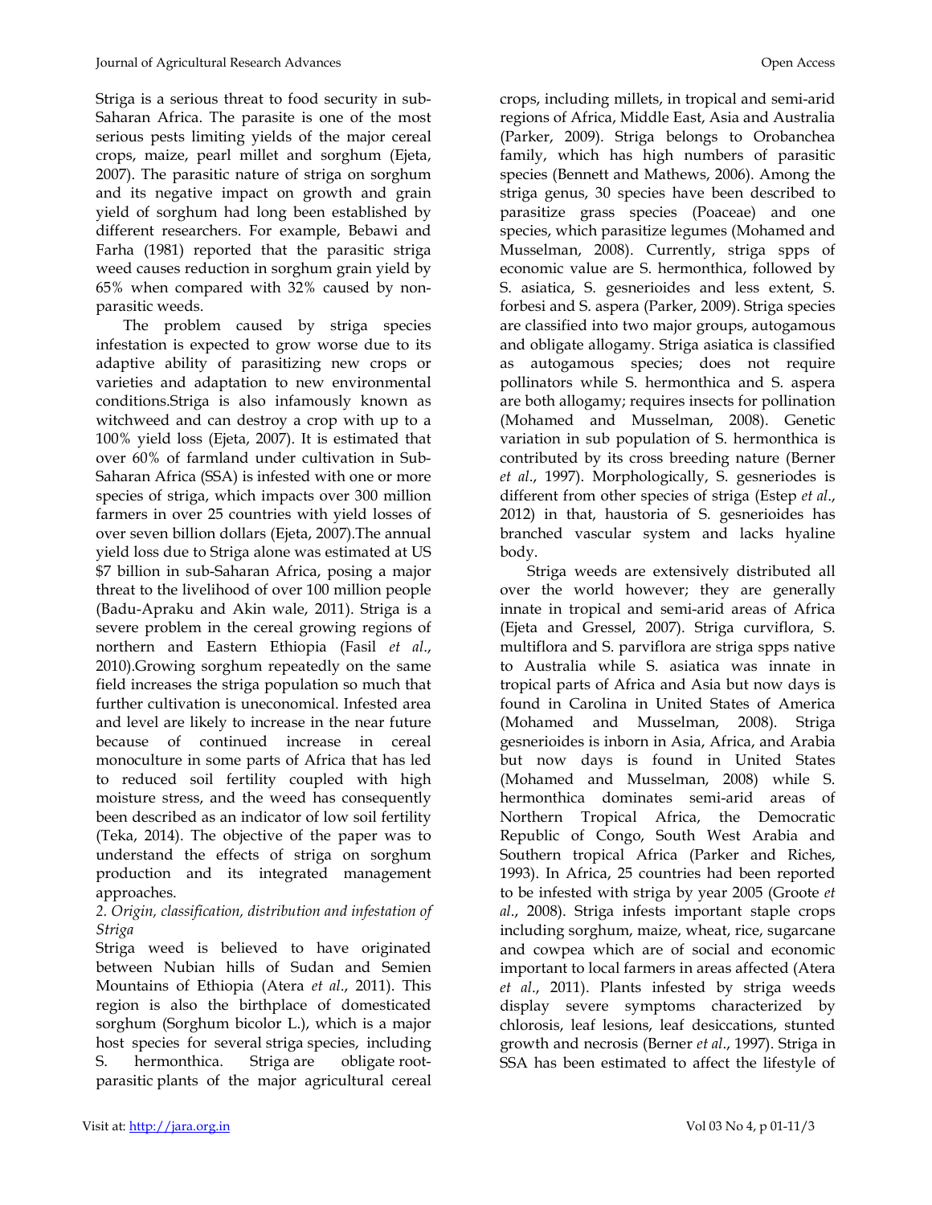Striga is a serious threat to food security in sub-Saharan Africa. The parasite is one of the most serious pests limiting yields of the major cereal crops, maize, pearl millet and sorghum (Ejeta, 2007). The parasitic nature of striga on sorghum and its negative impact on growth and grain yield of sorghum had long been established by different researchers. For example, Bebawi and Farha (1981) reported that the parasitic striga weed causes reduction in sorghum grain yield by 65% when compared with 32% caused by non-parasitic weeds.

The problem caused by striga species infestation is expected to grow worse due to its adaptive ability of parasitizing new crops or varieties and adaptation to new environmental conditions.Striga is also infamously known as witchweed and can destroy a crop with up to a 100% yield loss (Ejeta, 2007). It is estimated that over 60% of farmland under cultivation in Sub-Saharan Africa (SSA) is infested with one or more species of striga, which impacts over 300 million farmers in over 25 countries with yield losses of over seven billion dollars (Ejeta, 2007).The annual yield loss due to Striga alone was estimated at US $7 billion in sub-Saharan Africa, posing a major threat to the livelihood of over 100 million people (Badu-Apraku and Akin wale, 2011). Striga is a severe problem in the cereal growing regions of northern and Eastern Ethiopia (Fasil *et al*., 2010).Growing sorghum repeatedly on the same field increases the striga population so much that further cultivation is uneconomical. Infested area and level are likely to increase in the near future because of continued increase in cereal monoculture in some parts of Africa that has led to reduced soil fertility coupled with high moisture stress, and the weed has consequently been described as an indicator of low soil fertility (Teka, 2014). The objective of the paper was to understand the effects of striga on sorghum production and its integrated management approaches.

*2. Origin, classification, distribution and infestation of Striga*

Striga weed is believed to have originated between Nubian hills of Sudan and Semien Mountains of Ethiopia (Atera *et al*., 2011). This region is also the birthplace of domesticated sorghum (Sorghum bicolor L.), which is a major host species for several striga species, including S. hermonthica. Striga are obligate root-parasitic plants of the major agricultural cereal crops, including millets, in tropical and semi-arid regions of Africa, Middle East, Asia and Australia (Parker, 2009). Striga belongs to Orobanchea family, which has high numbers of parasitic species (Bennett and Mathews, 2006). Among the striga genus, 30 species have been described to parasitize grass species (Poaceae) and one species, which parasitize legumes (Mohamed and Musselman, 2008). Currently, striga spps of economic value are S. hermonthica, followed by S. asiatica, S. gesnerioides and less extent, S. forbesi and S. aspera (Parker, 2009). Striga species are classified into two major groups, autogamous and obligate allogamy. Striga asiatica is classified as autogamous species; does not require pollinators while S. hermonthica and S. aspera are both allogamy; requires insects for pollination (Mohamed and Musselman, 2008). Genetic variation in sub population of S. hermonthica is contributed by its cross breeding nature (Berner *et al*., 1997). Morphologically, S. gesneriodes is different from other species of striga (Estep *et al*., 2012) in that, haustoria of S. gesnerioides has branched vascular system and lacks hyaline body.

Striga weeds are extensively distributed all over the world however; they are generally innate in tropical and semi-arid areas of Africa (Ejeta and Gressel, 2007). Striga curviflora, S. multiflora and S. parviflora are striga spps native to Australia while S. asiatica was innate in tropical parts of Africa and Asia but now days is found in Carolina in United States of America (Mohamed and Musselman, 2008). Striga gesnerioides is inborn in Asia, Africa, and Arabia but now days is found in United States (Mohamed and Musselman, 2008) while S. hermonthica dominates semi-arid areas of Northern Tropical Africa, the Democratic Republic of Congo, South West Arabia and Southern tropical Africa (Parker and Riches, 1993). In Africa, 25 countries had been reported to be infested with striga by year 2005 (Groote *et al*., 2008). Striga infests important staple crops including sorghum, maize, wheat, rice, sugarcane and cowpea which are of social and economic important to local farmers in areas affected (Atera *et al*., 2011). Plants infested by striga weeds display severe symptoms characterized by chlorosis, leaf lesions, leaf desiccations, stunted growth and necrosis (Berner *et al*., 1997). Striga in SSA has been estimated to affect the lifestyle of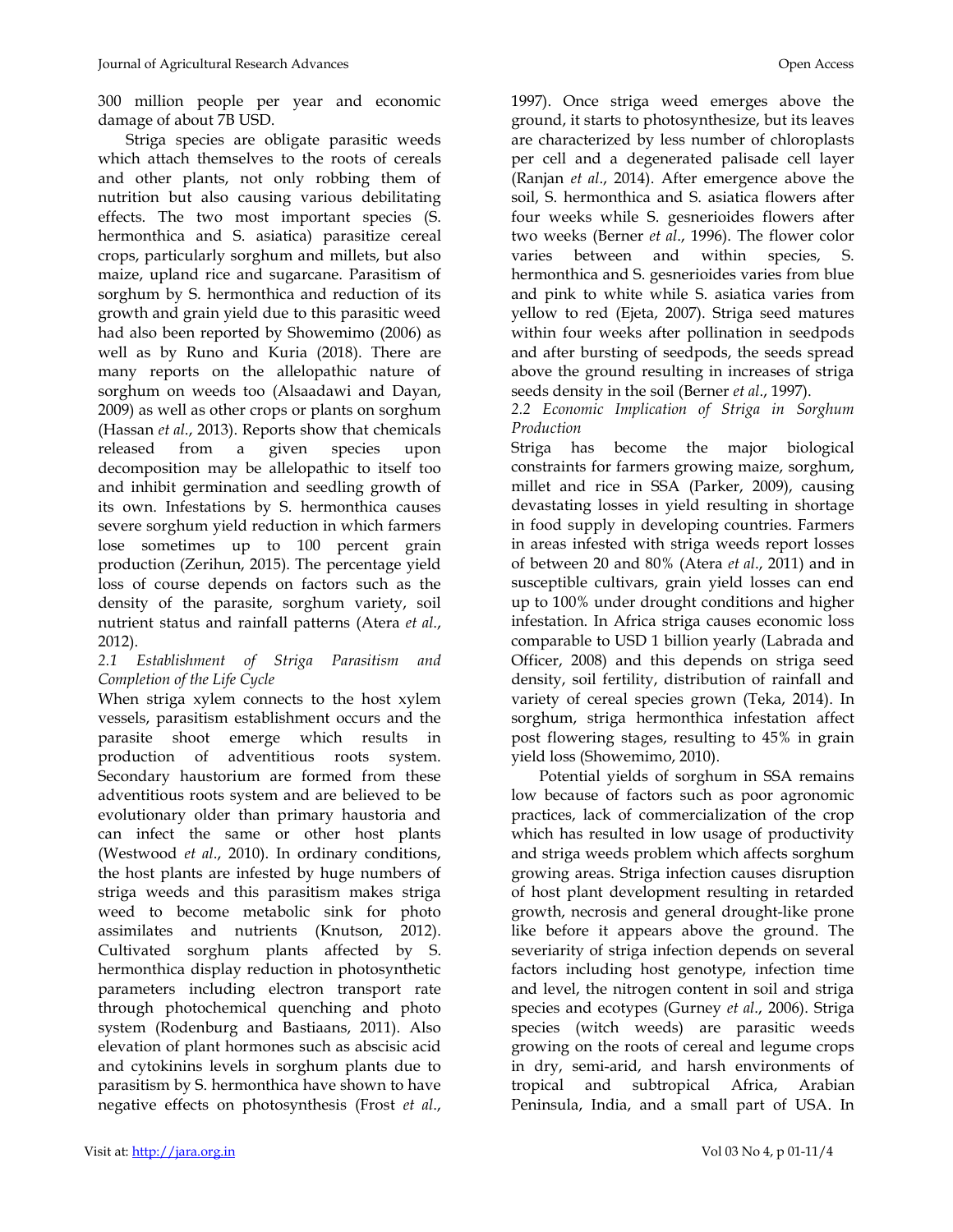300 million people per year and economic damage of about 7B USD.

Striga species are obligate parasitic weeds which attach themselves to the roots of cereals and other plants, not only robbing them of nutrition but also causing various debilitating effects. The two most important species (S. hermonthica and S. asiatica) parasitize cereal crops, particularly sorghum and millets, but also maize, upland rice and sugarcane. Parasitism of sorghum by S. hermonthica and reduction of its growth and grain yield due to this parasitic weed had also been reported by Showemimo (2006) as well as by Runo and Kuria (2018). There are many reports on the allelopathic nature of sorghum on weeds too (Alsaadawi and Dayan, 2009) as well as other crops or plants on sorghum (Hassan *et al*., 2013). Reports show that chemicals released from a given species upon decomposition may be allelopathic to itself too and inhibit germination and seedling growth of its own. Infestations by S. hermonthica causes severe sorghum yield reduction in which farmers lose sometimes up to 100 percent grain production (Zerihun, 2015). The percentage yield loss of course depends on factors such as the density of the parasite, sorghum variety, soil nutrient status and rainfall patterns (Atera *et al*., 2012).

### *2.1 Establishment of Striga Parasitism and Completion of the Life Cycle*

When striga xylem connects to the host xylem vessels, parasitism establishment occurs and the parasite shoot emerge which results in production of adventitious roots system. Secondary haustorium are formed from these adventitious roots system and are believed to be evolutionary older than primary haustoria and can infect the same or other host plants (Westwood *et al*., 2010). In ordinary conditions, the host plants are infested by huge numbers of striga weeds and this parasitism makes striga weed to become metabolic sink for photo assimilates and nutrients (Knutson, 2012). Cultivated sorghum plants affected by S. hermonthica display reduction in photosynthetic parameters including electron transport rate through photochemical quenching and photo system (Rodenburg and Bastiaans, 2011). Also elevation of plant hormones such as abscisic acid and cytokinins levels in sorghum plants due to parasitism by S. hermonthica have shown to have negative effects on photosynthesis (Frost *et al*., 1997). Once striga weed emerges above the ground, it starts to photosynthesize, but its leaves are characterized by less number of chloroplasts per cell and a degenerated palisade cell layer (Ranjan *et al*., 2014). After emergence above the soil, S. hermonthica and S. asiatica flowers after four weeks while S. gesnerioides flowers after two weeks (Berner *et al*., 1996). The flower color varies between and within species, S. hermonthica and S. gesnerioides varies from blue and pink to white while S. asiatica varies from yellow to red (Ejeta, 2007). Striga seed matures within four weeks after pollination in seedpods and after bursting of seedpods, the seeds spread above the ground resulting in increases of striga seeds density in the soil (Berner *et al*., 1997).

### *2.2 Economic Implication of Striga in Sorghum Production*

Striga has become the major biological constraints for farmers growing maize, sorghum, millet and rice in SSA (Parker, 2009), causing devastating losses in yield resulting in shortage in food supply in developing countries. Farmers in areas infested with striga weeds report losses of between 20 and 80% (Atera *et al*., 2011) and in susceptible cultivars, grain yield losses can end up to 100% under drought conditions and higher infestation. In Africa striga causes economic loss comparable to USD 1 billion yearly (Labrada and Officer, 2008) and this depends on striga seed density, soil fertility, distribution of rainfall and variety of cereal species grown (Teka, 2014). In sorghum, striga hermonthica infestation affect post flowering stages, resulting to 45% in grain yield loss (Showemimo, 2010).

Potential yields of sorghum in SSA remains low because of factors such as poor agronomic practices, lack of commercialization of the crop which has resulted in low usage of productivity and striga weeds problem which affects sorghum growing areas. Striga infection causes disruption of host plant development resulting in retarded growth, necrosis and general drought-like prone like before it appears above the ground. The severiarity of striga infection depends on several factors including host genotype, infection time and level, the nitrogen content in soil and striga species and ecotypes (Gurney *et al*., 2006). Striga species (witch weeds) are parasitic weeds growing on the roots of cereal and legume crops in dry, semi-arid, and harsh environments of tropical and subtropical Africa, Arabian Peninsula, India, and a small part of USA. In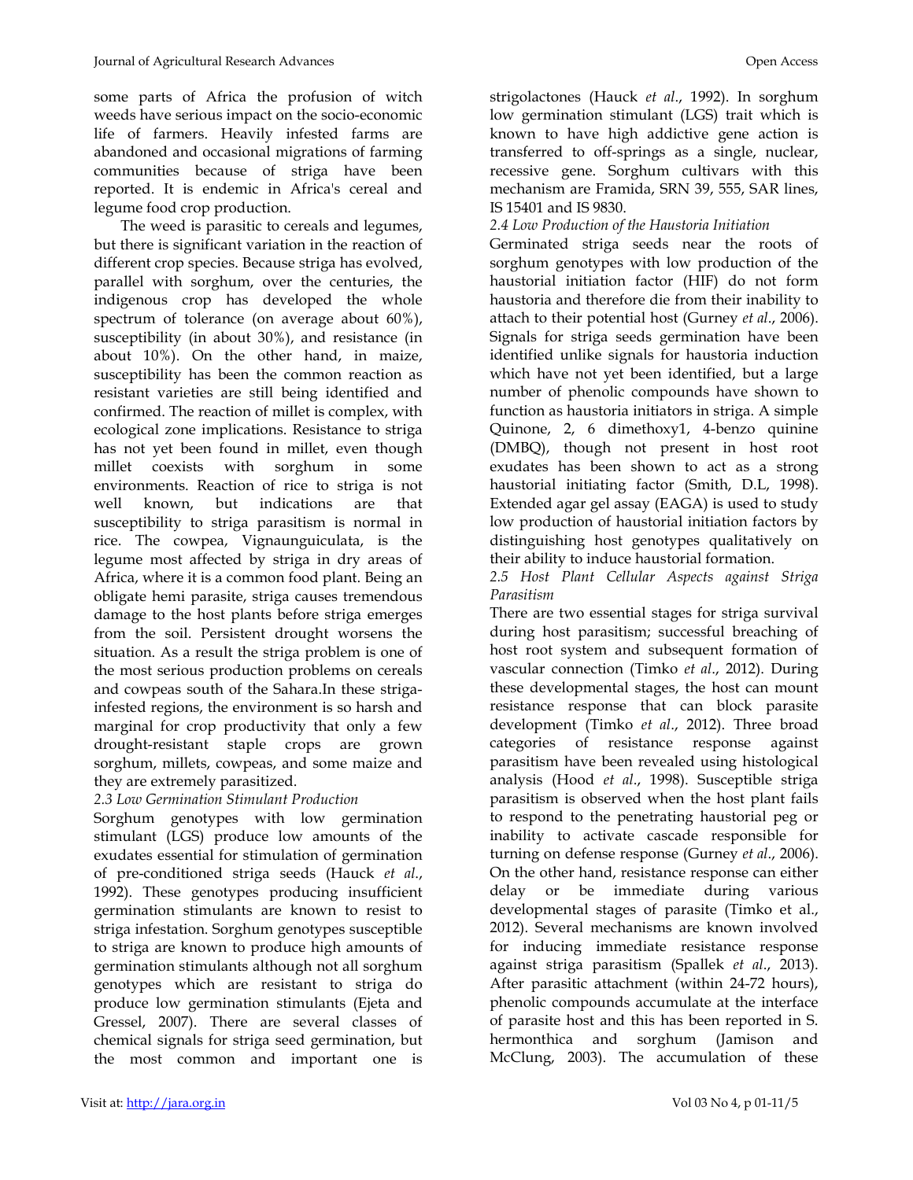some parts of Africa the profusion of witch weeds have serious impact on the socio-economic life of farmers. Heavily infested farms are abandoned and occasional migrations of farming communities because of striga have been reported. It is endemic in Africa's cereal and legume food crop production.

The weed is parasitic to cereals and legumes, but there is significant variation in the reaction of different crop species. Because striga has evolved, parallel with sorghum, over the centuries, the indigenous crop has developed the whole spectrum of tolerance (on average about 60%), susceptibility (in about 30%), and resistance (in about 10%). On the other hand, in maize, susceptibility has been the common reaction as resistant varieties are still being identified and confirmed. The reaction of millet is complex, with ecological zone implications. Resistance to striga has not yet been found in millet, even though millet coexists with sorghum in some environments. Reaction of rice to striga is not well known, but indications are that susceptibility to striga parasitism is normal in rice. The cowpea, Vignaunguiculata, is the legume most affected by striga in dry areas of Africa, where it is a common food plant. Being an obligate hemi parasite, striga causes tremendous damage to the host plants before striga emerges from the soil. Persistent drought worsens the situation. As a result the striga problem is one of the most serious production problems on cereals and cowpeas south of the Sahara.In these striga-infested regions, the environment is so harsh and marginal for crop productivity that only a few drought-resistant staple crops are grown sorghum, millets, cowpeas, and some maize and they are extremely parasitized.

*2.3 Low Germination Stimulant Production*

Sorghum genotypes with low germination stimulant (LGS) produce low amounts of the exudates essential for stimulation of germination of pre-conditioned striga seeds (Hauck *et al*., 1992). These genotypes producing insufficient germination stimulants are known to resist to striga infestation. Sorghum genotypes susceptible to striga are known to produce high amounts of germination stimulants although not all sorghum genotypes which are resistant to striga do produce low germination stimulants (Ejeta and Gressel, 2007). There are several classes of chemical signals for striga seed germination, but the most common and important one is strigolactones (Hauck *et al*., 1992). In sorghum low germination stimulant (LGS) trait which is known to have high addictive gene action is transferred to off-springs as a single, nuclear, recessive gene. Sorghum cultivars with this mechanism are Framida, SRN 39, 555, SAR lines, IS 15401 and IS 9830.

*2.4 Low Production of the Haustoria Initiation*

Germinated striga seeds near the roots of sorghum genotypes with low production of the haustorial initiation factor (HIF) do not form haustoria and therefore die from their inability to attach to their potential host (Gurney *et al*., 2006). Signals for striga seeds germination have been identified unlike signals for haustoria induction which have not yet been identified, but a large number of phenolic compounds have shown to function as haustoria initiators in striga. A simple Quinone, 2, 6 dimethoxy1, 4-benzo quinine (DMBQ), though not present in host root exudates has been shown to act as a strong haustorial initiating factor (Smith, D.L, 1998). Extended agar gel assay (EAGA) is used to study low production of haustorial initiation factors by distinguishing host genotypes qualitatively on their ability to induce haustorial formation.

*2.5 Host Plant Cellular Aspects against Striga Parasitism*

There are two essential stages for striga survival during host parasitism; successful breaching of host root system and subsequent formation of vascular connection (Timko *et al*., 2012). During these developmental stages, the host can mount resistance response that can block parasite development (Timko *et al*., 2012). Three broad categories of resistance response against parasitism have been revealed using histological analysis (Hood *et al*., 1998). Susceptible striga parasitism is observed when the host plant fails to respond to the penetrating haustorial peg or inability to activate cascade responsible for turning on defense response (Gurney *et al*., 2006). On the other hand, resistance response can either delay or be immediate during various developmental stages of parasite (Timko et al., 2012). Several mechanisms are known involved for inducing immediate resistance response against striga parasitism (Spallek *et al*., 2013). After parasitic attachment (within 24-72 hours), phenolic compounds accumulate at the interface of parasite host and this has been reported in S. hermonthica and sorghum (Jamison and McClung, 2003). The accumulation of these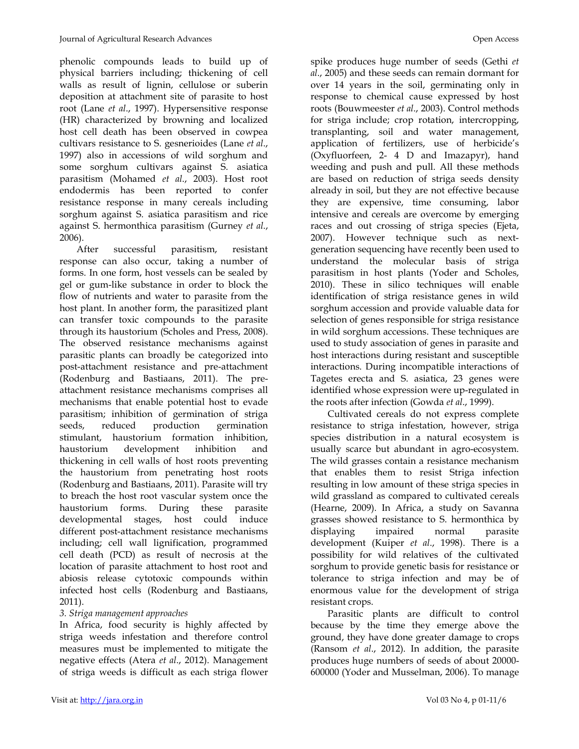phenolic compounds leads to build up of physical barriers including; thickening of cell walls as result of lignin, cellulose or suberin deposition at attachment site of parasite to host root (Lane *et al*., 1997). Hypersensitive response (HR) characterized by browning and localized host cell death has been observed in cowpea cultivars resistance to S. gesnerioides (Lane *et al*., 1997) also in accessions of wild sorghum and some sorghum cultivars against S. asiatica parasitism (Mohamed *et al*., 2003). Host root endodermis has been reported to confer resistance response in many cereals including sorghum against S. asiatica parasitism and rice against S. hermonthica parasitism (Gurney *et al*., 2006).

After successful parasitism, resistant response can also occur, taking a number of forms. In one form, host vessels can be sealed by gel or gum-like substance in order to block the flow of nutrients and water to parasite from the host plant. In another form, the parasitized plant can transfer toxic compounds to the parasite through its haustorium (Scholes and Press, 2008). The observed resistance mechanisms against parasitic plants can broadly be categorized into post-attachment resistance and pre-attachment (Rodenburg and Bastiaans, 2011). The pre-attachment resistance mechanisms comprises all mechanisms that enable potential host to evade parasitism; inhibition of germination of striga seeds, reduced production germination stimulant, haustorium formation inhibition, haustorium development inhibition and thickening in cell walls of host roots preventing the haustorium from penetrating host roots (Rodenburg and Bastiaans, 2011). Parasite will try to breach the host root vascular system once the haustorium forms. During these parasite developmental stages, host could induce different post-attachment resistance mechanisms including; cell wall lignification, programmed cell death (PCD) as result of necrosis at the location of parasite attachment to host root and abiosis release cytotoxic compounds within infected host cells (Rodenburg and Bastiaans, 2011).

### *3. Striga management approaches*

In Africa, food security is highly affected by striga weeds infestation and therefore control measures must be implemented to mitigate the negative effects (Atera *et al*., 2012). Management of striga weeds is difficult as each striga flower spike produces huge number of seeds (Gethi *et al*., 2005) and these seeds can remain dormant for over 14 years in the soil, germinating only in response to chemical cause expressed by host roots (Bouwmeester *et al*., 2003). Control methods for striga include; crop rotation, intercropping, transplanting, soil and water management, application of fertilizers, use of herbicide's (Oxyfluorfeen, 2- 4 D and Imazapyr), hand weeding and push and pull. All these methods are based on reduction of striga seeds density already in soil, but they are not effective because they are expensive, time consuming, labor intensive and cereals are overcome by emerging races and out crossing of striga species (Ejeta, 2007). However technique such as next-generation sequencing have recently been used to understand the molecular basis of striga parasitism in host plants (Yoder and Scholes, 2010). These in silico techniques will enable identification of striga resistance genes in wild sorghum accession and provide valuable data for selection of genes responsible for striga resistance in wild sorghum accessions. These techniques are used to study association of genes in parasite and host interactions during resistant and susceptible interactions. During incompatible interactions of Tagetes erecta and S. asiatica, 23 genes were identified whose expression were up-regulated in the roots after infection (Gowda *et al*., 1999).

Cultivated cereals do not express complete resistance to striga infestation, however, striga species distribution in a natural ecosystem is usually scarce but abundant in agro-ecosystem. The wild grasses contain a resistance mechanism that enables them to resist Striga infection resulting in low amount of these striga species in wild grassland as compared to cultivated cereals (Hearne, 2009). In Africa, a study on Savanna grasses showed resistance to S. hermonthica by displaying impaired normal parasite development (Kuiper *et al*., 1998). There is a possibility for wild relatives of the cultivated sorghum to provide genetic basis for resistance or tolerance to striga infection and may be of enormous value for the development of striga resistant crops.

Parasitic plants are difficult to control because by the time they emerge above the ground, they have done greater damage to crops (Ransom *et al*., 2012). In addition, the parasite produces huge numbers of seeds of about 20000-600000 (Yoder and Musselman, 2006). To manage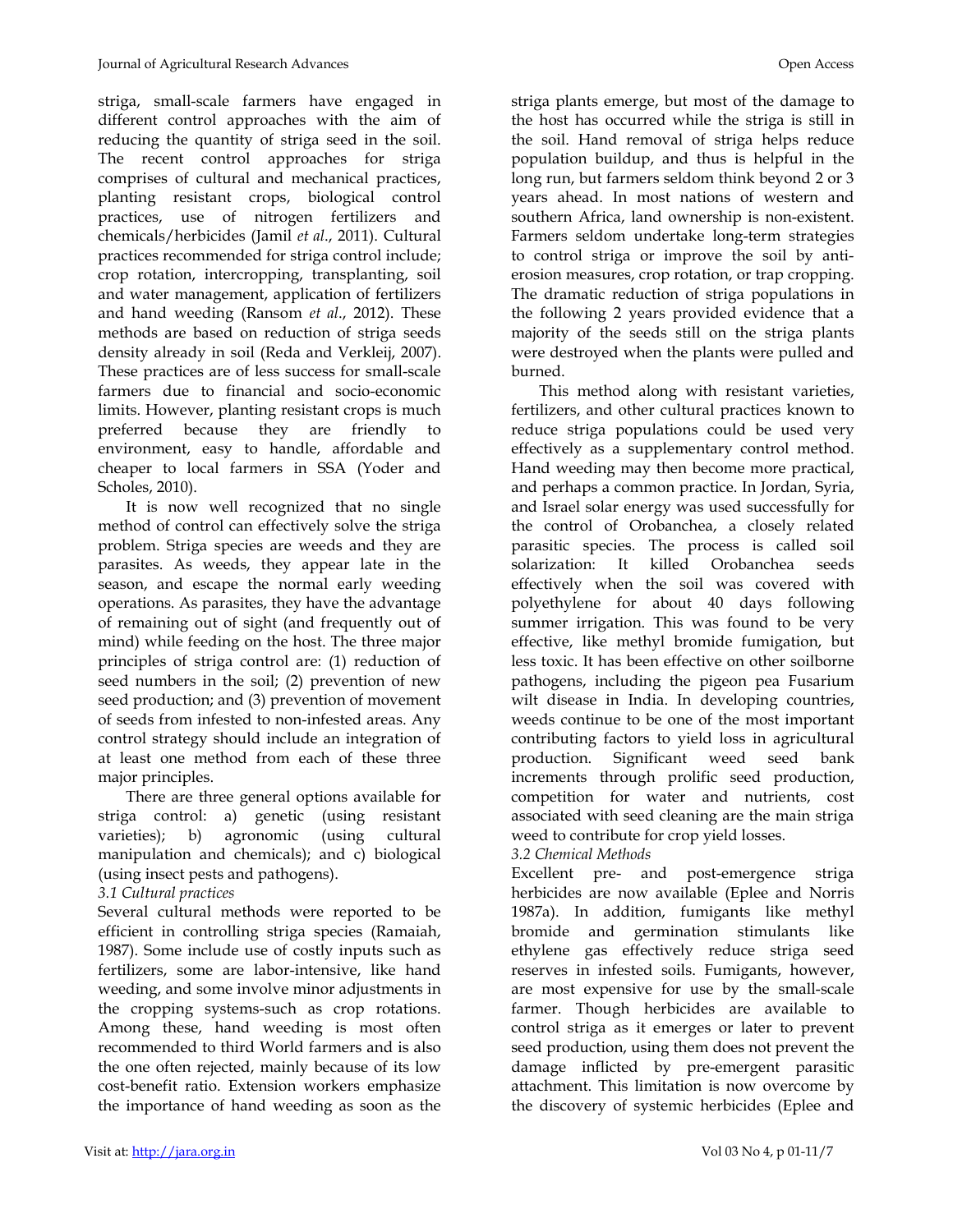striga, small-scale farmers have engaged in different control approaches with the aim of reducing the quantity of striga seed in the soil. The recent control approaches for striga comprises of cultural and mechanical practices, planting resistant crops, biological control practices, use of nitrogen fertilizers and chemicals/herbicides (Jamil *et al*., 2011). Cultural practices recommended for striga control include; crop rotation, intercropping, transplanting, soil and water management, application of fertilizers and hand weeding (Ransom *et al*., 2012). These methods are based on reduction of striga seeds density already in soil (Reda and Verkleij, 2007). These practices are of less success for small-scale farmers due to financial and socio-economic limits. However, planting resistant crops is much preferred because they are friendly to environment, easy to handle, affordable and cheaper to local farmers in SSA (Yoder and Scholes, 2010).

It is now well recognized that no single method of control can effectively solve the striga problem. Striga species are weeds and they are parasites. As weeds, they appear late in the season, and escape the normal early weeding operations. As parasites, they have the advantage of remaining out of sight (and frequently out of mind) while feeding on the host. The three major principles of striga control are: (1) reduction of seed numbers in the soil; (2) prevention of new seed production; and (3) prevention of movement of seeds from infested to non-infested areas. Any control strategy should include an integration of at least one method from each of these three major principles.

There are three general options available for striga control: a) genetic (using resistant varieties); b) agronomic (using cultural manipulation and chemicals); and c) biological (using insect pests and pathogens).

*3.1 Cultural practices*

Several cultural methods were reported to be efficient in controlling striga species (Ramaiah, 1987). Some include use of costly inputs such as fertilizers, some are labor-intensive, like hand weeding, and some involve minor adjustments in the cropping systems-such as crop rotations. Among these, hand weeding is most often recommended to third World farmers and is also the one often rejected, mainly because of its low cost-benefit ratio. Extension workers emphasize the importance of hand weeding as soon as the striga plants emerge, but most of the damage to the host has occurred while the striga is still in the soil. Hand removal of striga helps reduce population buildup, and thus is helpful in the long run, but farmers seldom think beyond 2 or 3 years ahead. In most nations of western and southern Africa, land ownership is non-existent. Farmers seldom undertake long-term strategies to control striga or improve the soil by anti-erosion measures, crop rotation, or trap cropping. The dramatic reduction of striga populations in the following 2 years provided evidence that a majority of the seeds still on the striga plants were destroyed when the plants were pulled and burned.

This method along with resistant varieties, fertilizers, and other cultural practices known to reduce striga populations could be used very effectively as a supplementary control method. Hand weeding may then become more practical, and perhaps a common practice. In Jordan, Syria, and Israel solar energy was used successfully for the control of Orobanchea, a closely related parasitic species. The process is called soil solarization: It killed Orobanchea seeds effectively when the soil was covered with polyethylene for about 40 days following summer irrigation. This was found to be very effective, like methyl bromide fumigation, but less toxic. It has been effective on other soilborne pathogens, including the pigeon pea Fusarium wilt disease in India. In developing countries, weeds continue to be one of the most important contributing factors to yield loss in agricultural production. Significant weed seed bank increments through prolific seed production, competition for water and nutrients, cost associated with seed cleaning are the main striga weed to contribute for crop yield losses.

*3.2 Chemical Methods*

Excellent pre- and post-emergence striga herbicides are now available (Eplee and Norris 1987a). In addition, fumigants like methyl bromide and germination stimulants like ethylene gas effectively reduce striga seed reserves in infested soils. Fumigants, however, are most expensive for use by the small-scale farmer. Though herbicides are available to control striga as it emerges or later to prevent seed production, using them does not prevent the damage inflicted by pre-emergent parasitic attachment. This limitation is now overcome by the discovery of systemic herbicides (Eplee and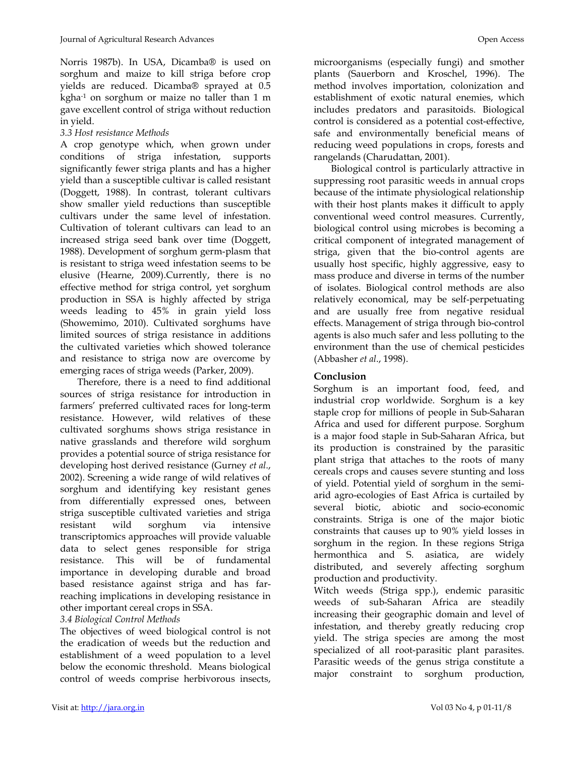Norris 1987b). In USA, Dicamba® is used on sorghum and maize to kill striga before crop yields are reduced. Dicamba® sprayed at 0.5 kgha$^{-1}$ on sorghum or maize no taller than 1 m gave excellent control of striga without reduction in yield.

*3.3 Host resistance Methods*

A crop genotype which, when grown under conditions of striga infestation, supports significantly fewer striga plants and has a higher yield than a susceptible cultivar is called resistant (Doggett, 1988). In contrast, tolerant cultivars show smaller yield reductions than susceptible cultivars under the same level of infestation. Cultivation of tolerant cultivars can lead to an increased striga seed bank over time (Doggett, 1988). Development of sorghum germ-plasm that is resistant to striga weed infestation seems to be elusive (Hearne, 2009).Currently, there is no effective method for striga control, yet sorghum production in SSA is highly affected by striga weeds leading to 45% in grain yield loss (Showemimo, 2010). Cultivated sorghums have limited sources of striga resistance in additions the cultivated varieties which showed tolerance and resistance to striga now are overcome by emerging races of striga weeds (Parker, 2009).

Therefore, there is a need to find additional sources of striga resistance for introduction in farmers' preferred cultivated races for long-term resistance. However, wild relatives of these cultivated sorghums shows striga resistance in native grasslands and therefore wild sorghum provides a potential source of striga resistance for developing host derived resistance (Gurney *et al*., 2002). Screening a wide range of wild relatives of sorghum and identifying key resistant genes from differentially expressed ones, between striga susceptible cultivated varieties and striga resistant wild sorghum via intensive transcriptomics approaches will provide valuable data to select genes responsible for striga resistance. This will be of fundamental importance in developing durable and broad based resistance against striga and has far-reaching implications in developing resistance in other important cereal crops in SSA.

*3.4 Biological Control Methods*

The objectives of weed biological control is not the eradication of weeds but the reduction and establishment of a weed population to a level below the economic threshold. Means biological control of weeds comprise herbivorous insects, microorganisms (especially fungi) and smother plants (Sauerborn and Kroschel, 1996). The method involves importation, colonization and establishment of exotic natural enemies, which includes predators and parasitoids. Biological control is considered as a potential cost-effective, safe and environmentally beneficial means of reducing weed populations in crops, forests and rangelands (Charudattan, 2001).

Biological control is particularly attractive in suppressing root parasitic weeds in annual crops because of the intimate physiological relationship with their host plants makes it difficult to apply conventional weed control measures. Currently, biological control using microbes is becoming a critical component of integrated management of striga, given that the bio-control agents are usually host specific, highly aggressive, easy to mass produce and diverse in terms of the number of isolates. Biological control methods are also relatively economical, may be self-perpetuating and are usually free from negative residual effects. Management of striga through bio-control agents is also much safer and less polluting to the environment than the use of chemical pesticides (Abbasher *et al*., 1998).

## Conclusion

Sorghum is an important food, feed, and industrial crop worldwide. Sorghum is a key staple crop for millions of people in Sub-Saharan Africa and used for different purpose. Sorghum is a major food staple in Sub-Saharan Africa, but its production is constrained by the parasitic plant striga that attaches to the roots of many cereals crops and causes severe stunting and loss of yield. Potential yield of sorghum in the semi-arid agro-ecologies of East Africa is curtailed by several biotic, abiotic and socio-economic constraints. Striga is one of the major biotic constraints that causes up to 90% yield losses in sorghum in the region. In these regions Striga hermonthica and S. asiatica, are widely distributed, and severely affecting sorghum production and productivity.

Witch weeds (Striga spp.), endemic parasitic weeds of sub-Saharan Africa are steadily increasing their geographic domain and level of infestation, and thereby greatly reducing crop yield. The striga species are among the most specialized of all root-parasitic plant parasites. Parasitic weeds of the genus striga constitute a major constraint to sorghum production,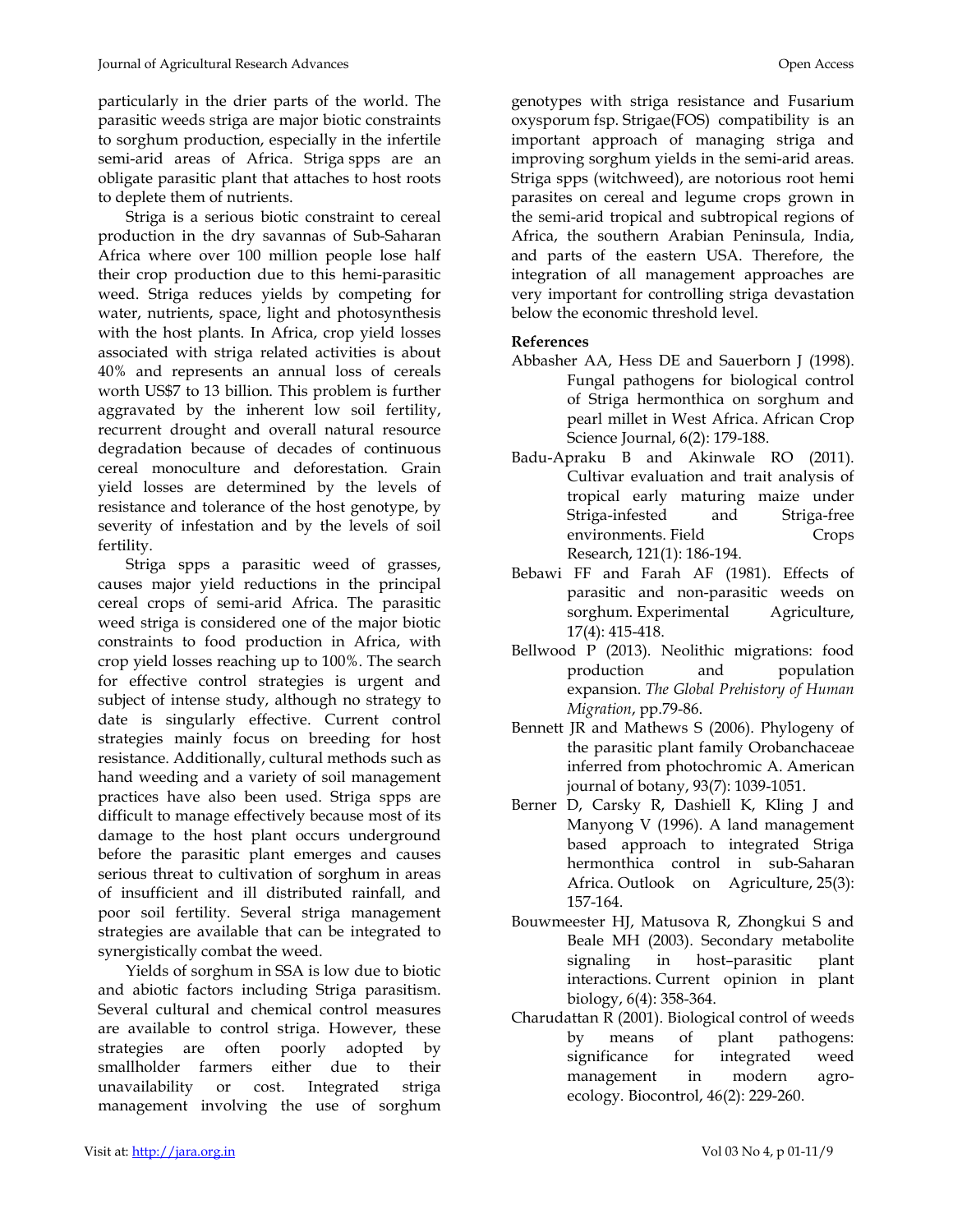particularly in the drier parts of the world. The parasitic weeds striga are major biotic constraints to sorghum production, especially in the infertile semi-arid areas of Africa. Striga spps are an obligate parasitic plant that attaches to host roots to deplete them of nutrients.

Striga is a serious biotic constraint to cereal production in the dry savannas of Sub-Saharan Africa where over 100 million people lose half their crop production due to this hemi-parasitic weed. Striga reduces yields by competing for water, nutrients, space, light and photosynthesis with the host plants. In Africa, crop yield losses associated with striga related activities is about 40% and represents an annual loss of cereals worth US$7 to 13 billion. This problem is further aggravated by the inherent low soil fertility, recurrent drought and overall natural resource degradation because of decades of continuous cereal monoculture and deforestation. Grain yield losses are determined by the levels of resistance and tolerance of the host genotype, by severity of infestation and by the levels of soil fertility.

Striga spps a parasitic weed of grasses, causes major yield reductions in the principal cereal crops of semi-arid Africa. The parasitic weed striga is considered one of the major biotic constraints to food production in Africa, with crop yield losses reaching up to 100%. The search for effective control strategies is urgent and subject of intense study, although no strategy to date is singularly effective. Current control strategies mainly focus on breeding for host resistance. Additionally, cultural methods such as hand weeding and a variety of soil management practices have also been used. Striga spps are difficult to manage effectively because most of its damage to the host plant occurs underground before the parasitic plant emerges and causes serious threat to cultivation of sorghum in areas of insufficient and ill distributed rainfall, and poor soil fertility. Several striga management strategies are available that can be integrated to synergistically combat the weed.

Yields of sorghum in SSA is low due to biotic and abiotic factors including Striga parasitism. Several cultural and chemical control measures are available to control striga. However, these strategies are often poorly adopted by smallholder farmers either due to their unavailability or cost. Integrated striga management involving the use of sorghum genotypes with striga resistance and Fusarium oxysporum fsp. Strigae(FOS) compatibility is an important approach of managing striga and improving sorghum yields in the semi-arid areas. Striga spps (witchweed), are notorious root hemi parasites on cereal and legume crops grown in the semi-arid tropical and subtropical regions of Africa, the southern Arabian Peninsula, India, and parts of the eastern USA. Therefore, the integration of all management approaches are very important for controlling striga devastation below the economic threshold level.

**References**

Abbasher AA, Hess DE and Sauerborn J (1998). Fungal pathogens for biological control of Striga hermonthica on sorghum and pearl millet in West Africa. African Crop Science Journal, 6(2): 179-188.

Badu-Apraku B and Akinwale RO (2011). Cultivar evaluation and trait analysis of tropical early maturing maize under Striga-infested and Striga-free environments. Field Crops Research, 121(1): 186-194.

Bebawi FF and Farah AF (1981). Effects of parasitic and non-parasitic weeds on sorghum. Experimental Agriculture, 17(4): 415-418.

Bellwood P (2013). Neolithic migrations: food production and population expansion. *The Global Prehistory of Human Migration*, pp.79-86.

Bennett JR and Mathews S (2006). Phylogeny of the parasitic plant family Orobanchaceae inferred from photochromic A. American journal of botany, 93(7): 1039-1051.

Berner D, Carsky R, Dashiell K, Kling J and Manyong V (1996). A land management based approach to integrated Striga hermonthica control in sub-Saharan Africa. Outlook on Agriculture, 25(3): 157-164.

Bouwmeester HJ, Matusova R, Zhongkui S and Beale MH (2003). Secondary metabolite signaling in host–parasitic plant interactions. Current opinion in plant biology, 6(4): 358-364.

Charudattan R (2001). Biological control of weeds by means of plant pathogens: significance for integrated weed management in modern agro-ecology. Biocontrol, 46(2): 229-260.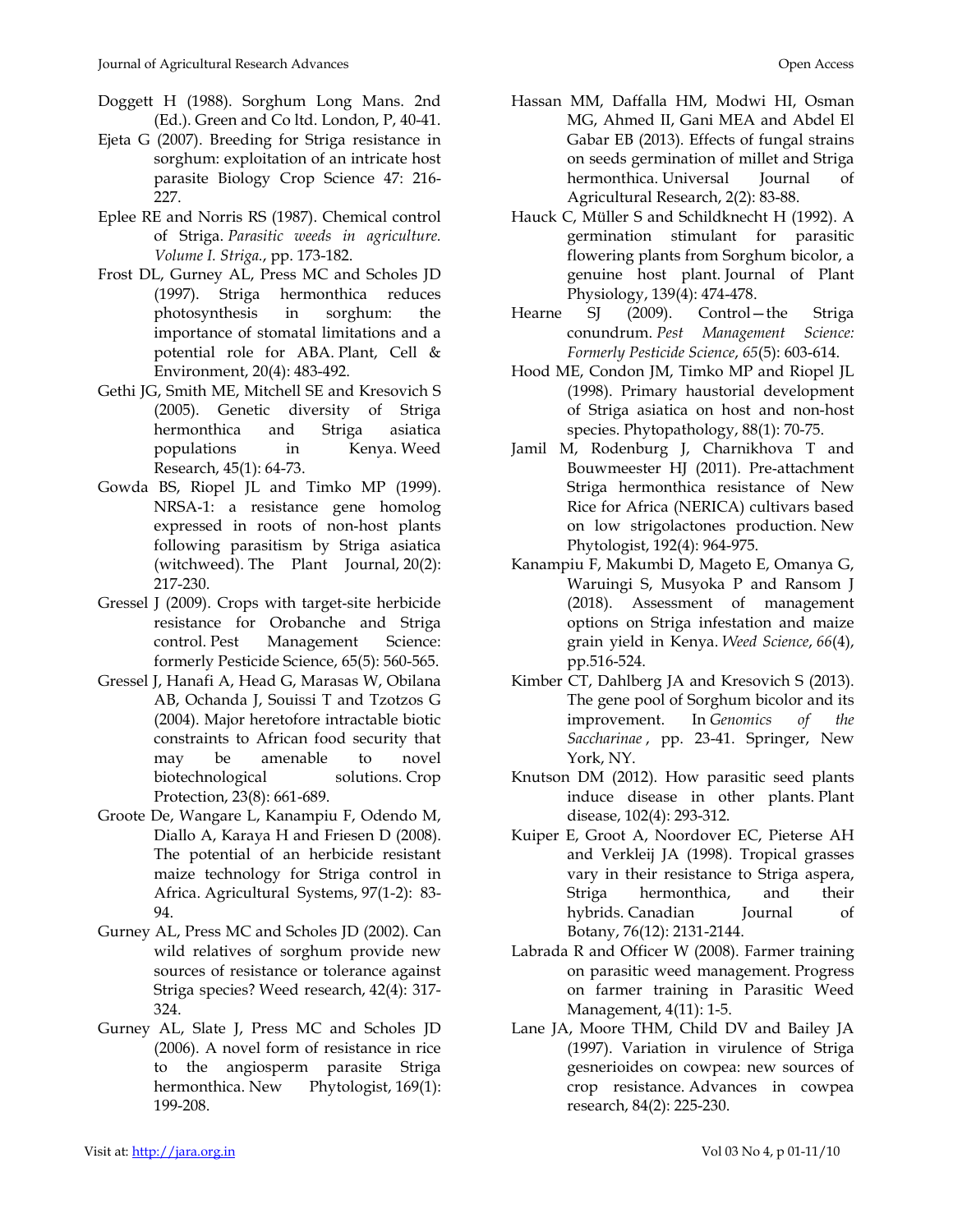Doggett H (1988). Sorghum Long Mans. 2nd (Ed.). Green and Co ltd. London, P, 40-41.

Ejeta G (2007). Breeding for Striga resistance in sorghum: exploitation of an intricate host parasite Biology Crop Science 47: 216-227.

Eplee RE and Norris RS (1987). Chemical control of Striga. *Parasitic weeds in agriculture. Volume I. Striga.*, pp. 173-182.

Frost DL, Gurney AL, Press MC and Scholes JD (1997). Striga hermonthica reduces photosynthesis in sorghum: the importance of stomatal limitations and a potential role for ABA. Plant, Cell & Environment, 20(4): 483-492.

Gethi JG, Smith ME, Mitchell SE and Kresovich S (2005). Genetic diversity of Striga hermonthica and Striga asiatica populations in Kenya. Weed Research, 45(1): 64-73.

Gowda BS, Riopel JL and Timko MP (1999). NRSA-1: a resistance gene homolog expressed in roots of non-host plants following parasitism by Striga asiatica (witchweed). The Plant Journal, 20(2): 217-230.

Gressel J (2009). Crops with target-site herbicide resistance for Orobanche and Striga control. Pest Management Science: formerly Pesticide Science, 65(5): 560-565.

Gressel J, Hanafi A, Head G, Marasas W, Obilana AB, Ochanda J, Souissi T and Tzotzos G (2004). Major heretofore intractable biotic constraints to African food security that may be amenable to novel biotechnological solutions. Crop Protection, 23(8): 661-689.

Groote De, Wangare L, Kanampiu F, Odendo M, Diallo A, Karaya H and Friesen D (2008). The potential of an herbicide resistant maize technology for Striga control in Africa. Agricultural Systems, 97(1-2): 83-94.

Gurney AL, Press MC and Scholes JD (2002). Can wild relatives of sorghum provide new sources of resistance or tolerance against Striga species? Weed research, 42(4): 317-324.

Gurney AL, Slate J, Press MC and Scholes JD (2006). A novel form of resistance in rice to the angiosperm parasite Striga hermonthica. New Phytologist, 169(1): 199-208.

Hassan MM, Daffalla HM, Modwi HI, Osman MG, Ahmed II, Gani MEA and Abdel El Gabar EB (2013). Effects of fungal strains on seeds germination of millet and Striga hermonthica. Universal Journal of Agricultural Research, 2(2): 83-88.

Hauck C, Müller S and Schildknecht H (1992). A germination stimulant for parasitic flowering plants from Sorghum bicolor, a genuine host plant. Journal of Plant Physiology, 139(4): 474-478.

Hearne SJ (2009). Control—the Striga conundrum. *Pest Management Science: Formerly Pesticide Science*, *65*(5): 603-614.

Hood ME, Condon JM, Timko MP and Riopel JL (1998). Primary haustorial development of Striga asiatica on host and non-host species. Phytopathology, 88(1): 70-75.

Jamil M, Rodenburg J, Charnikhova T and Bouwmeester HJ (2011). Pre-attachment Striga hermonthica resistance of New Rice for Africa (NERICA) cultivars based on low strigolactones production. New Phytologist, 192(4): 964-975.

Kanampiu F, Makumbi D, Mageto E, Omanya G, Waruingi S, Musyoka P and Ransom J (2018). Assessment of management options on Striga infestation and maize grain yield in Kenya. *Weed Science*, *66*(4), pp.516-524.

Kimber CT, Dahlberg JA and Kresovich S (2013). The gene pool of Sorghum bicolor and its improvement. In *Genomics of the Saccharinae*, pp. 23-41. Springer, New York, NY.

Knutson DM (2012). How parasitic seed plants induce disease in other plants. Plant disease, 102(4): 293-312.

Kuiper E, Groot A, Noordover EC, Pieterse AH and Verkleij JA (1998). Tropical grasses vary in their resistance to Striga aspera, Striga hermonthica, and their hybrids. Canadian Journal of Botany, 76(12): 2131-2144.

Labrada R and Officer W (2008). Farmer training on parasitic weed management. Progress on farmer training in Parasitic Weed Management, 4(11): 1-5.

Lane JA, Moore THM, Child DV and Bailey JA (1997). Variation in virulence of Striga gesnerioides on cowpea: new sources of crop resistance. Advances in cowpea research, 84(2): 225-230.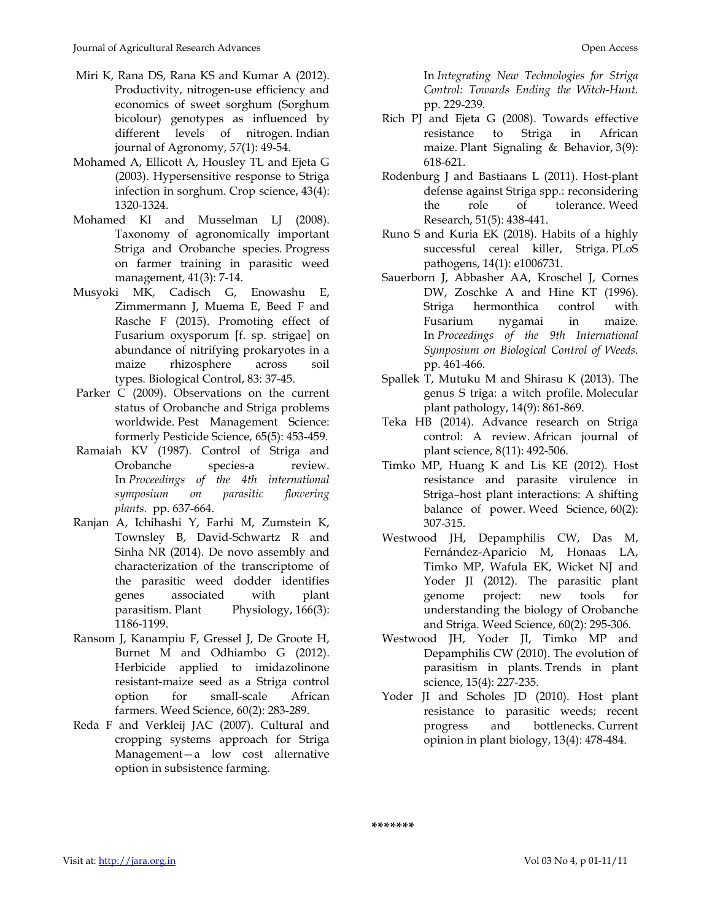Miri K, Rana DS, Rana KS and Kumar A (2012). Productivity, nitrogen-use efficiency and economics of sweet sorghum (Sorghum bicolour) genotypes as influenced by different levels of nitrogen. Indian journal of Agronomy, *57*(1): 49-54.

Mohamed A, Ellicott A, Housley TL and Ejeta G (2003). Hypersensitive response to Striga infection in sorghum. Crop science, 43(4): 1320-1324.

Mohamed KI and Musselman LJ (2008). Taxonomy of agronomically important Striga and Orobanche species. Progress on farmer training in parasitic weed management, 41(3): 7-14.

Musyoki MK, Cadisch G, Enowashu E, Zimmermann J, Muema E, Beed F and Rasche F (2015). Promoting effect of Fusarium oxysporum [f. sp. strigae] on abundance of nitrifying prokaryotes in a maize rhizosphere across soil types. Biological Control, 83: 37-45.

Parker C (2009). Observations on the current status of Orobanche and Striga problems worldwide. Pest Management Science: formerly Pesticide Science, 65(5): 453-459.

Ramaiah KV (1987). Control of Striga and Orobanche species-a review. In *Proceedings of the 4th international symposium on parasitic flowering plants*. pp. 637-664.

Ranjan A, Ichihashi Y, Farhi M, Zumstein K, Townsley B, David-Schwartz R and Sinha NR (2014). De novo assembly and characterization of the transcriptome of the parasitic weed dodder identifies genes associated with plant parasitism. Plant Physiology, 166(3): 1186-1199.

Ransom J, Kanampiu F, Gressel J, De Groote H, Burnet M and Odhiambo G (2012). Herbicide applied to imidazolinone resistant-maize seed as a Striga control option for small-scale African farmers. Weed Science, 60(2): 283-289.

Reda F and Verkleij JAC (2007). Cultural and cropping systems approach for Striga Management—a low cost alternative option in subsistence farming. In *Integrating New Technologies for Striga Control: Towards Ending the Witch-Hunt*. pp. 229-239.

Rich PJ and Ejeta G (2008). Towards effective resistance to Striga in African maize. Plant Signaling & Behavior, 3(9): 618-621.

Rodenburg J and Bastiaans L (2011). Host-plant defense against Striga spp.: reconsidering the role of tolerance. Weed Research, 51(5): 438-441.

Runo S and Kuria EK (2018). Habits of a highly successful cereal killer, Striga. PLoS pathogens, 14(1): e1006731.

Sauerborn J, Abbasher AA, Kroschel J, Cornes DW, Zoschke A and Hine KT (1996). Striga hermonthica control with Fusarium nygamai in maize. In *Proceedings of the 9th International Symposium on Biological Control of Weeds*. pp. 461-466.

Spallek T, Mutuku M and Shirasu K (2013). The genus S triga: a witch profile. Molecular plant pathology, 14(9): 861-869.

Teka HB (2014). Advance research on Striga control: A review. African journal of plant science, 8(11): 492-506.

Timko MP, Huang K and Lis KE (2012). Host resistance and parasite virulence in Striga–host plant interactions: A shifting balance of power. Weed Science, 60(2): 307-315.

Westwood JH, Depamphilis CW, Das M, Fernández-Aparicio M, Honaas LA, Timko MP, Wafula EK, Wicket NJ and Yoder JI (2012). The parasitic plant genome project: new tools for understanding the biology of Orobanche and Striga. Weed Science, 60(2): 295-306.

Westwood JH, Yoder JI, Timko MP and Depamphilis CW (2010). The evolution of parasitism in plants. Trends in plant science, 15(4): 227-235.

Yoder JI and Scholes JD (2010). Host plant resistance to parasitic weeds; recent progress and bottlenecks. Current opinion in plant biology, 13(4): 478-484.

*******